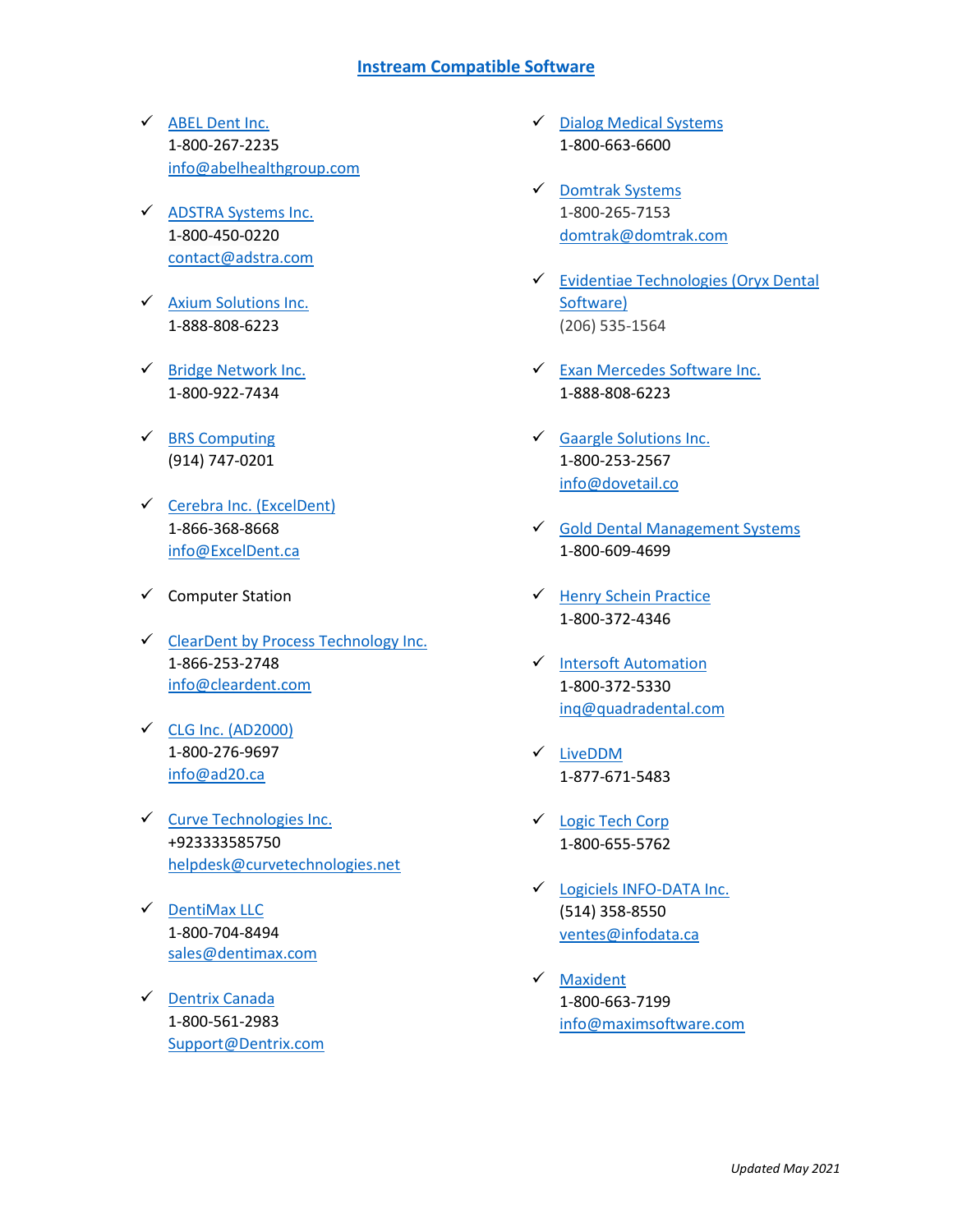# Instream Compatible Software

- ✓ ABEL Dent Inc.
  1-800-267-2235
  info@abelhealthgroup.com

- ✓ ADSTRA Systems Inc.
  1-800-450-0220
  contact@adstra.com

- ✓ Axium Solutions Inc.
  1-888-808-6223

- ✓ Bridge Network Inc.
  1-800-922-7434

- ✓ BRS Computing
  (914) 747-0201

- ✓ Cerebra Inc. (ExcelDent)
  1-866-368-8668
  info@ExcelDent.ca

- ✓ Computer Station

- ✓ ClearDent by Process Technology Inc.
  1-866-253-2748
  info@cleardent.com

- ✓ CLG Inc. (AD2000)
  1-800-276-9697
  info@ad20.ca

- ✓ Curve Technologies Inc.
  +923333585750
  helpdesk@curvetechnologies.net

- ✓ DentiMax LLC
  1-800-704-8494
  sales@dentimax.com

- ✓ Dentrix Canada
  1-800-561-2983
  Support@Dentrix.com

- ✓ Dialog Medical Systems
  1-800-663-6600

- ✓ Domtrak Systems
  1-800-265-7153
  domtrak@domtrak.com

- ✓ Evidentiae Technologies (Oryx Dental Software)
  (206) 535-1564

- ✓ Exan Mercedes Software Inc.
  1-888-808-6223

- ✓ Gaargle Solutions Inc.
  1-800-253-2567
  info@dovetail.co

- ✓ Gold Dental Management Systems
  1-800-609-4699

- ✓ Henry Schein Practice
  1-800-372-4346

- ✓ Intersoft Automation
  1-800-372-5330
  inq@quadradental.com

- ✓ LiveDDM
  1-877-671-5483

- ✓ Logic Tech Corp
  1-800-655-5762

- ✓ Logiciels INFO-DATA Inc.
  (514) 358-8550
  ventes@infodata.ca

- ✓ Maxident
  1-800-663-7199
  info@maximsoftware.com

*Updated May 2021*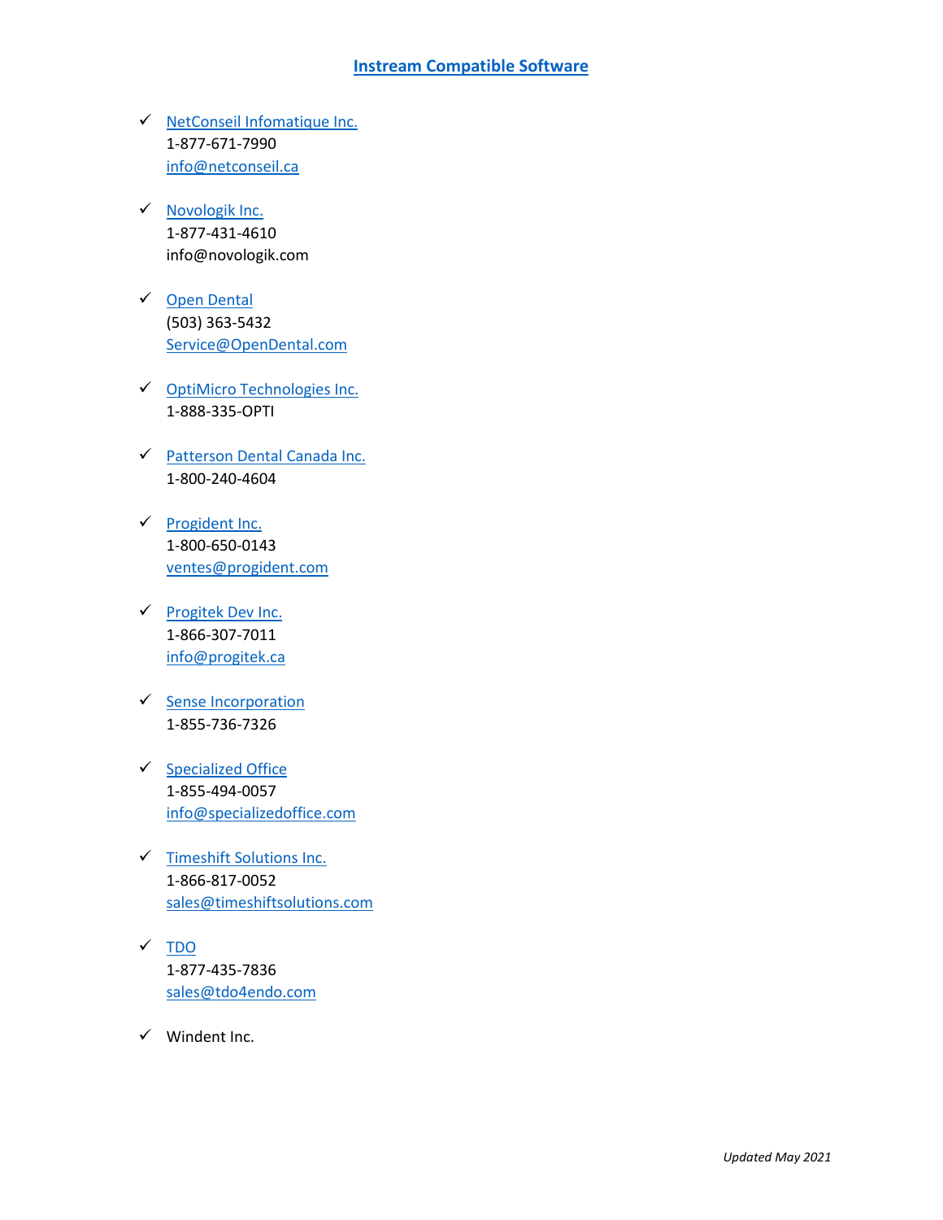## Instream Compatible Software

- ✓ NetConseil Infomatique Inc.
  1-877-671-7990
  info@netconseil.ca

- ✓ Novologik Inc.
  1-877-431-4610
  info@novologik.com

- ✓ Open Dental
  (503) 363-5432
  Service@OpenDental.com

- ✓ OptiMicro Technologies Inc.
  1-888-335-OPTI

- ✓ Patterson Dental Canada Inc.
  1-800-240-4604

- ✓ Progident Inc.
  1-800-650-0143
  ventes@progident.com

- ✓ Progitek Dev Inc.
  1-866-307-7011
  info@progitek.ca

- ✓ Sense Incorporation
  1-855-736-7326

- ✓ Specialized Office
  1-855-494-0057
  info@specializedoffice.com

- ✓ Timeshift Solutions Inc.
  1-866-817-0052
  sales@timeshiftsolutions.com

- ✓ TDO
  1-877-435-7836
  sales@tdo4endo.com

- ✓ Windent Inc.

*Updated May 2021*